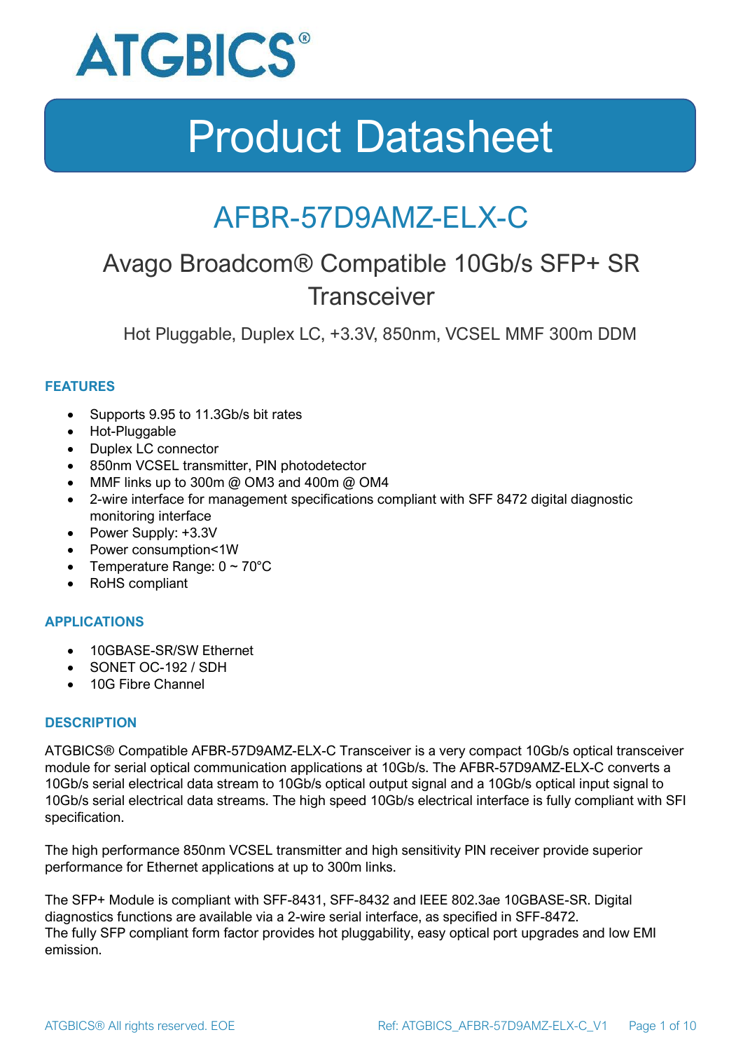ATGBICS®

# Product Datasheet

# AFBR-57D9AMZ-ELX-C

## Avago Broadcom® Compatible 10Gb/s SFP+ SR Transceiver

Hot Pluggable, Duplex LC, +3.3V, 850nm, VCSEL MMF 300m DDM

### FEATURES

- Supports 9.95 to 11.3Gb/s bit rates
- Hot-Pluggable
- Duplex LC connector
- 850nm VCSEL transmitter, PIN photodetector
- MMF links up to 300m @ OM3 and 400m @ OM4
- 2-wire interface for management specifications compliant with SFF 8472 digital diagnostic monitoring interface
- Power Supply: +3.3V
- Power consumption<1W
- Temperature Range: 0 ~ 70°C
- RoHS compliant

### APPLICATIONS

- 10GBASE-SR/SW Ethernet
- SONET OC-192 / SDH
- 10G Fibre Channel

### DESCRIPTION

ATGBICS® Compatible AFBR-57D9AMZ-ELX-C Transceiver is a very compact 10Gb/s optical transceiver module for serial optical communication applications at 10Gb/s. The AFBR-57D9AMZ-ELX-C converts a 10Gb/s serial electrical data stream to 10Gb/s optical output signal and a 10Gb/s optical input signal to 10Gb/s serial electrical data streams. The high speed 10Gb/s electrical interface is fully compliant with SFI specification.

The high performance 850nm VCSEL transmitter and high sensitivity PIN receiver provide superior performance for Ethernet applications at up to 300m links.

The SFP+ Module is compliant with SFF-8431, SFF-8432 and IEEE 802.3ae 10GBASE-SR. Digital diagnostics functions are available via a 2-wire serial interface, as specified in SFF-8472.
The fully SFP compliant form factor provides hot pluggability, easy optical port upgrades and low EMI emission.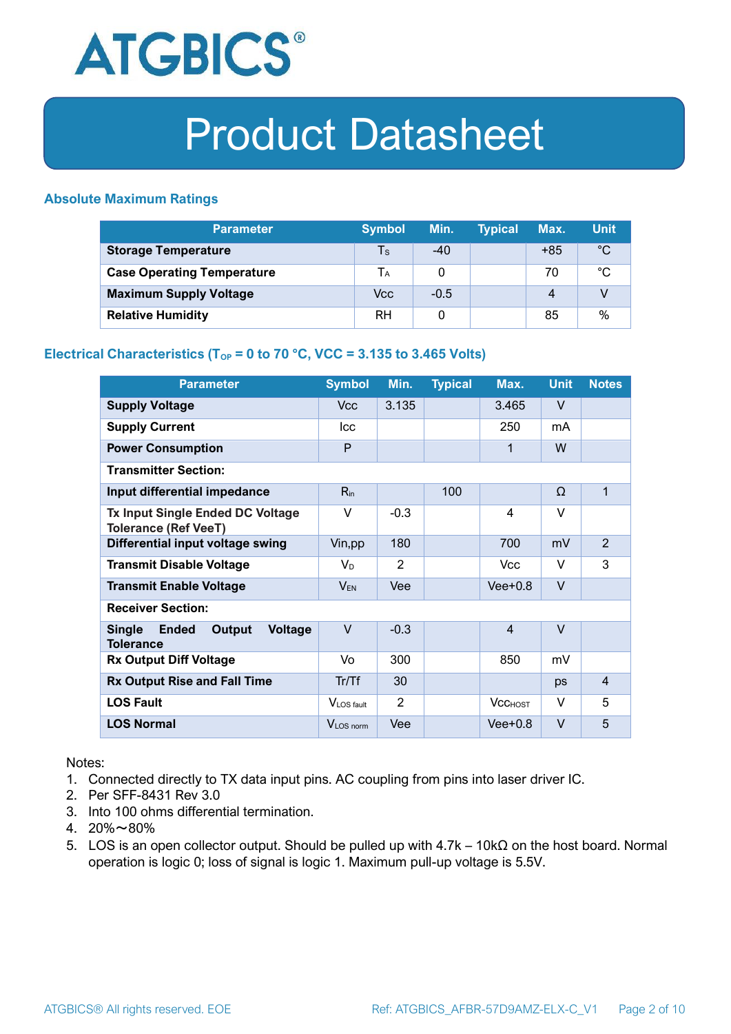## Absolute Maximum Ratings

| Parameter | Symbol | Min. | Typical | Max. | Unit |
|---|---|---|---|---|---|
| **Storage Temperature** | $T_S$ | -40 | | +85 | °C |
| **Case Operating Temperature** | $T_A$ | 0 | | 70 | °C |
| **Maximum Supply Voltage** | Vcc | -0.5 | | 4 | V |
| **Relative Humidity** | RH | 0 | | 85 | % |

## Electrical Characteristics ($T_{OP}$ = 0 to 70 °C, VCC = 3.135 to 3.465 Volts)

| Parameter | Symbol | Min. | Typical | Max. | Unit | Notes |
|---|---|---|---|---|---|---|
| **Supply Voltage** | Vcc | 3.135 | | 3.465 | V | |
| **Supply Current** | Icc | | | 250 | mA | |
| **Power Consumption** | P | | | 1 | W | |
| **Transmitter Section:** | | | | | | |
| **Input differential impedance** | $R_{in}$ | | 100 | | Ω | 1 |
| **Tx Input Single Ended DC Voltage Tolerance (Ref VeeT)** | V | -0.3 | | 4 | V | |
| **Differential input voltage swing** | Vin,pp | 180 | | 700 | mV | 2 |
| **Transmit Disable Voltage** | $V_D$ | 2 | | Vcc | V | 3 |
| **Transmit Enable Voltage** | $V_{EN}$ | Vee | | Vee+0.8 | V | |
| **Receiver Section:** | | | | | | |
| **Single Ended Output Voltage Tolerance** | V | -0.3 | | 4 | V | |
| **Rx Output Diff Voltage** | Vo | 300 | | 850 | mV | |
| **Rx Output Rise and Fall Time** | Tr/Tf | 30 | | | ps | 4 |
| **LOS Fault** | $V_{LOS\ fault}$ | 2 | | $Vcc_{HOST}$ | V | 5 |
| **LOS Normal** | $V_{LOS\ norm}$ | Vee | | Vee+0.8 | V | 5 |

Notes:

1. Connected directly to TX data input pins. AC coupling from pins into laser driver IC.
2. Per SFF-8431 Rev 3.0
3. Into 100 ohms differential termination.
4. 20%～80%
5. LOS is an open collector output. Should be pulled up with 4.7k – 10kΩ on the host board. Normal operation is logic 0; loss of signal is logic 1. Maximum pull-up voltage is 5.5V.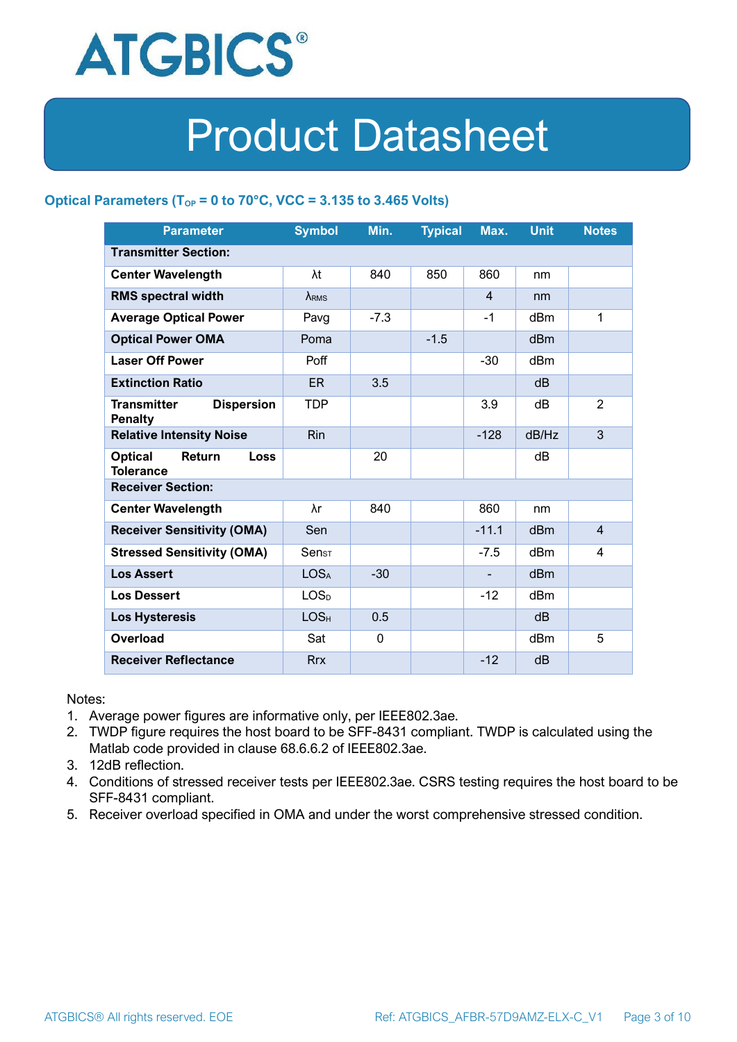## Optical Parameters ($T_{OP}$ = 0 to 70°C, VCC = 3.135 to 3.465 Volts)

| Parameter | Symbol | Min. | Typical | Max. | Unit | Notes |
|---|---|---|---|---|---|---|
| **Transmitter Section:** | | | | | | |
| **Center Wavelength** | λt | 840 | 850 | 860 | nm | |
| **RMS spectral width** | $\lambda_{RMS}$ | | | 4 | nm | |
| **Average Optical Power** | Pavg | -7.3 | | -1 | dBm | 1 |
| **Optical Power OMA** | Poma | | -1.5 | | dBm | |
| **Laser Off Power** | Poff | | | -30 | dBm | |
| **Extinction Ratio** | ER | 3.5 | | | dB | |
| **Transmitter Dispersion Penalty** | TDP | | | 3.9 | dB | 2 |
| **Relative Intensity Noise** | Rin | | | -128 | dB/Hz | 3 |
| **Optical Return Loss Tolerance** | | 20 | | | dB | |
| **Receiver Section:** | | | | | | |
| **Center Wavelength** | λr | 840 | | 860 | nm | |
| **Receiver Sensitivity (OMA)** | Sen | | | -11.1 | dBm | 4 |
| **Stressed Sensitivity (OMA)** | $Sen_{ST}$ | | | -7.5 | dBm | 4 |
| **Los Assert** | $LOS_A$ | -30 | | - | dBm | |
| **Los Dessert** | $LOS_D$ | | | -12 | dBm | |
| **Los Hysteresis** | $LOS_H$ | 0.5 | | | dB | |
| **Overload** | Sat | 0 | | | dBm | 5 |
| **Receiver Reflectance** | Rrx | | | -12 | dB | |

Notes:

1. Average power figures are informative only, per IEEE802.3ae.
2. TWDP figure requires the host board to be SFF-8431 compliant. TWDP is calculated using the Matlab code provided in clause 68.6.6.2 of IEEE802.3ae.
3. 12dB reflection.
4. Conditions of stressed receiver tests per IEEE802.3ae. CSRS testing requires the host board to be SFF-8431 compliant.
5. Receiver overload specified in OMA and under the worst comprehensive stressed condition.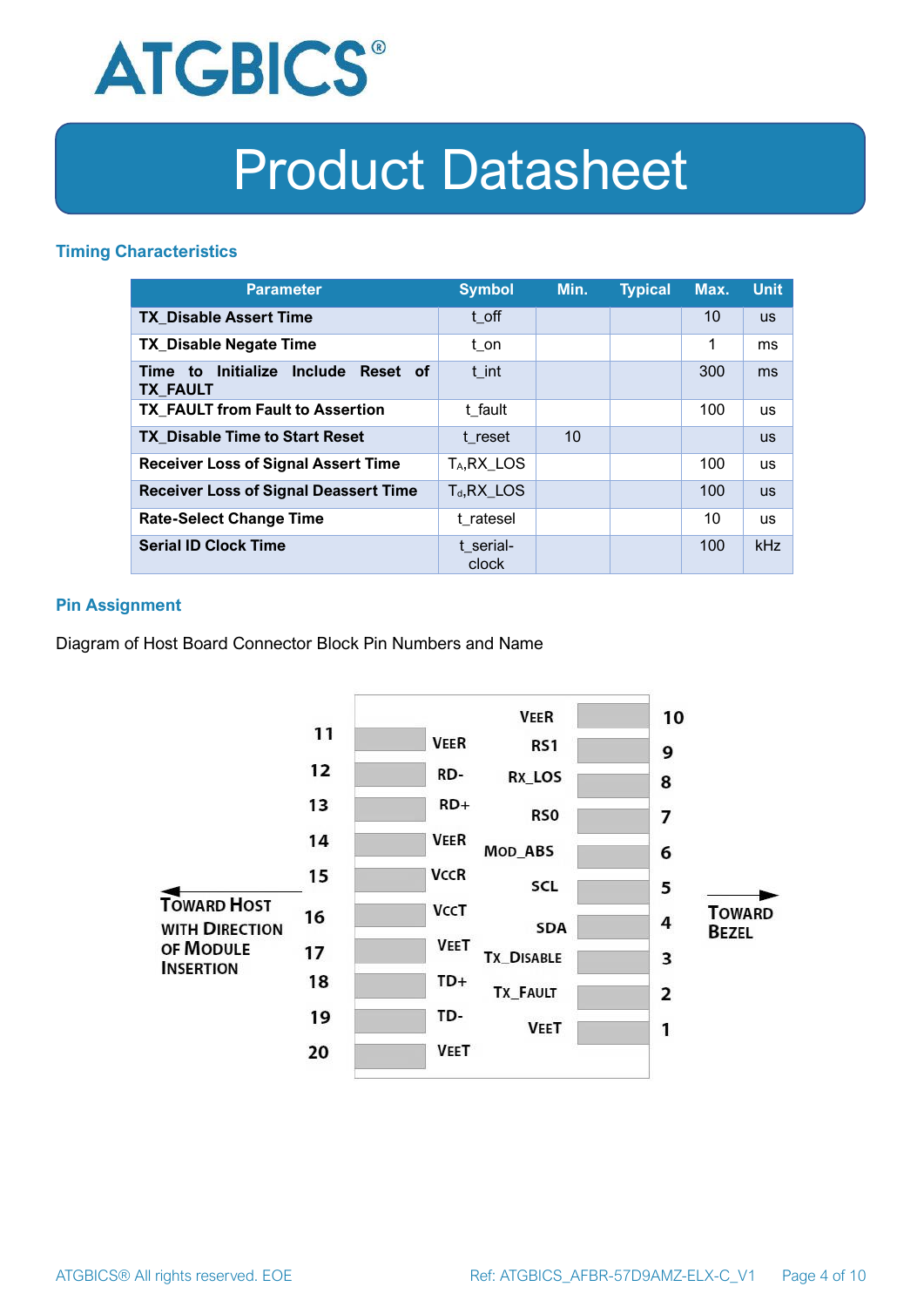## Timing Characteristics

| Parameter | Symbol | Min. | Typical | Max. | Unit |
|---|---|---|---|---|---|
| **TX_Disable Assert Time** | t_off | | | 10 | us |
| **TX_Disable Negate Time** | t_on | | | 1 | ms |
| **Time to Initialize Include Reset of TX_FAULT** | t_int | | | 300 | ms |
| **TX_FAULT from Fault to Assertion** | t_fault | | | 100 | us |
| **TX_Disable Time to Start Reset** | t_reset | 10 | | | us |
| **Receiver Loss of Signal Assert Time** | $T_A$,RX_LOS | | | 100 | us |
| **Receiver Loss of Signal Deassert Time** | $T_d$,RX_LOS | | | 100 | us |
| **Rate-Select Change Time** | t_ratesel | | | 10 | us |
| **Serial ID Clock Time** | t_serial-clock | | | 100 | kHz |

## Pin Assignment

Diagram of Host Board Connector Block Pin Numbers and Name

| Pin | Name | Pin | Name |
|---|---|---|---|
| 11 | VEER | 10 | VEER |
| 12 | RD- | 9 | RS1 |
| 13 | RD+ | 8 | RX_LOS |
| 14 | VEER | 7 | RS0 |
| 15 | VCCR | 6 | MOD_ABS |
| 16 | VCCT | 5 | SCL |
| 17 | VEET | 4 | SDA |
| 18 | TD+ | 3 | TX_DISABLE |
| 19 | TD- | 2 | TX_FAULT |
| 20 | VEET | 1 | VEET |

← TOWARD HOST WITH DIRECTION OF MODULE INSERTION

TOWARD BEZEL →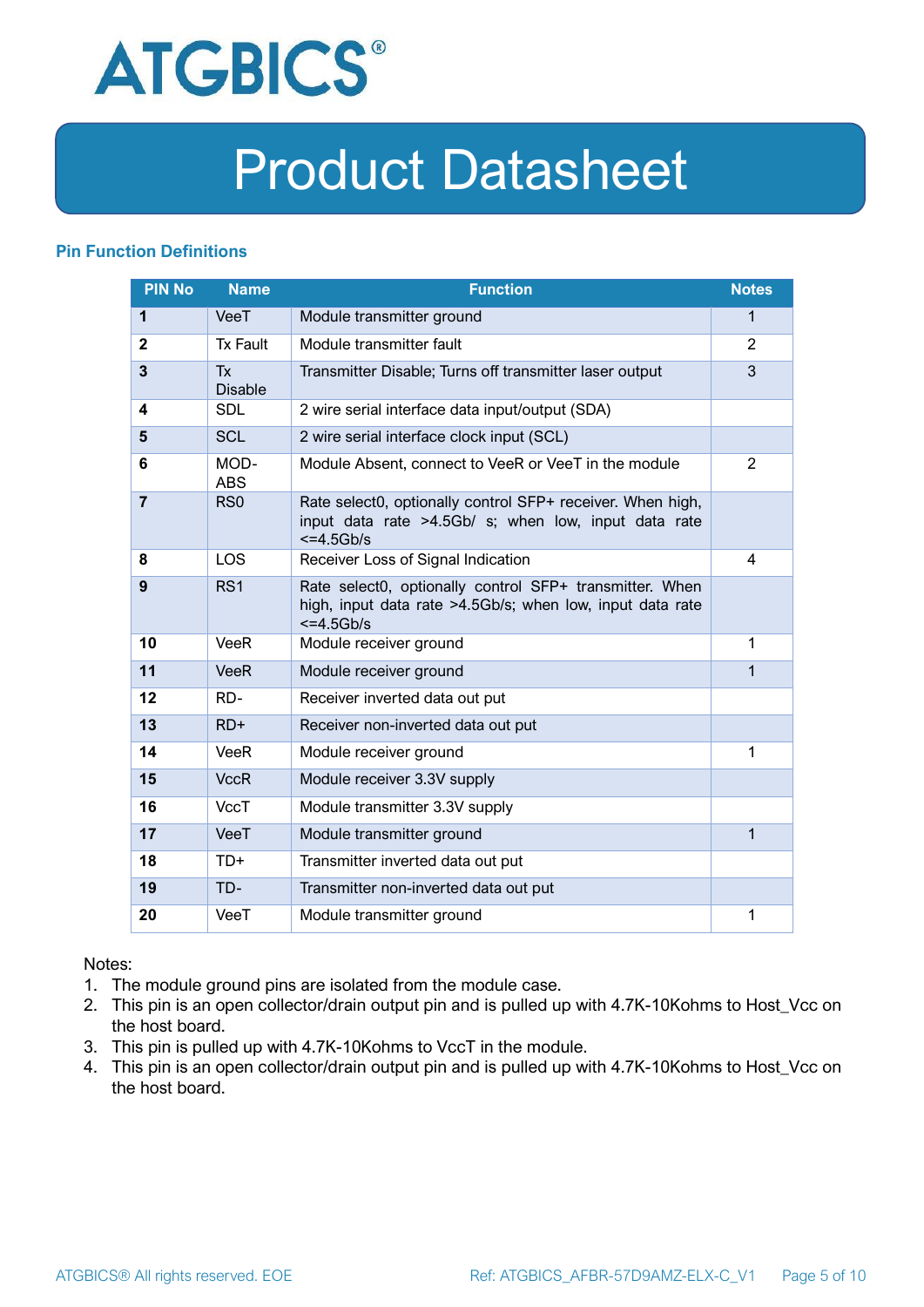## Pin Function Definitions

| PIN No | Name | Function | Notes |
|---|---|---|---|
| **1** | VeeT | Module transmitter ground | 1 |
| **2** | Tx Fault | Module transmitter fault | 2 |
| **3** | Tx Disable | Transmitter Disable; Turns off transmitter laser output | 3 |
| **4** | SDL | 2 wire serial interface data input/output (SDA) | |
| **5** | SCL | 2 wire serial interface clock input (SCL) | |
| **6** | MOD-ABS | Module Absent, connect to VeeR or VeeT in the module | 2 |
| **7** | RS0 | Rate select0, optionally control SFP+ receiver. When high, input data rate >4.5Gb/ s; when low, input data rate <=4.5Gb/s | |
| **8** | LOS | Receiver Loss of Signal Indication | 4 |
| **9** | RS1 | Rate select0, optionally control SFP+ transmitter. When high, input data rate >4.5Gb/s; when low, input data rate <=4.5Gb/s | |
| **10** | VeeR | Module receiver ground | 1 |
| **11** | VeeR | Module receiver ground | 1 |
| **12** | RD- | Receiver inverted data out put | |
| **13** | RD+ | Receiver non-inverted data out put | |
| **14** | VeeR | Module receiver ground | 1 |
| **15** | VccR | Module receiver 3.3V supply | |
| **16** | VccT | Module transmitter 3.3V supply | |
| **17** | VeeT | Module transmitter ground | 1 |
| **18** | TD+ | Transmitter inverted data out put | |
| **19** | TD- | Transmitter non-inverted data out put | |
| **20** | VeeT | Module transmitter ground | 1 |

Notes:

1. The module ground pins are isolated from the module case.
2. This pin is an open collector/drain output pin and is pulled up with 4.7K-10Kohms to Host_Vcc on the host board.
3. This pin is pulled up with 4.7K-10Kohms to VccT in the module.
4. This pin is an open collector/drain output pin and is pulled up with 4.7K-10Kohms to Host_Vcc on the host board.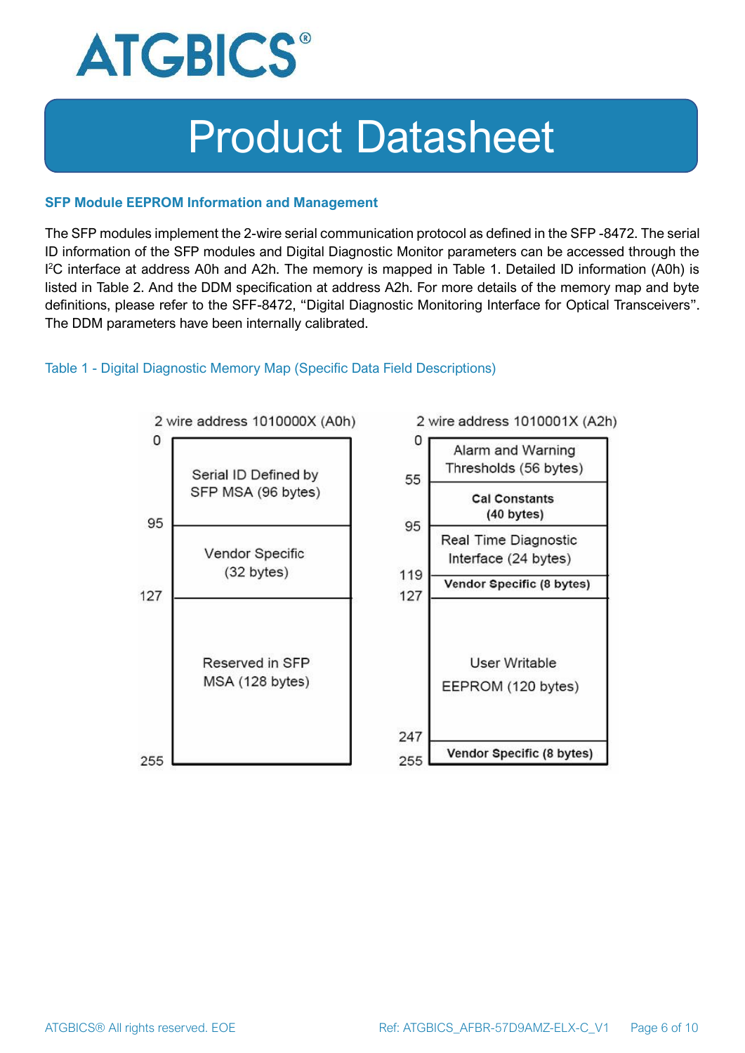### SFP Module EEPROM Information and Management

The SFP modules implement the 2-wire serial communication protocol as defined in the SFP -8472. The serial ID information of the SFP modules and Digital Diagnostic Monitor parameters can be accessed through the $I^2C$ interface at address A0h and A2h. The memory is mapped in Table 1. Detailed ID information (A0h) is listed in Table 2. And the DDM specification at address A2h. For more details of the memory map and byte definitions, please refer to the SFF-8472, "Digital Diagnostic Monitoring Interface for Optical Transceivers". The DDM parameters have been internally calibrated.

Table 1 - Digital Diagnostic Memory Map (Specific Data Field Descriptions)

**2 wire address 1010000X (A0h)**

| Address | Content |
|---|---|
| 0–95 | Serial ID Defined by SFP MSA (96 bytes) |
| 95–127 | Vendor Specific (32 bytes) |
| 127–255 | Reserved in SFP MSA (128 bytes) |

**2 wire address 1010001X (A2h)**

| Address | Content |
|---|---|
| 0–55 | Alarm and Warning Thresholds (56 bytes) |
| 55–95 | Cal Constants (40 bytes) |
| 95–119 | Real Time Diagnostic Interface (24 bytes) |
| 119–127 | Vendor Specific (8 bytes) |
| 127–247 | User Writable EEPROM (120 bytes) |
| 247–255 | Vendor Specific (8 bytes) |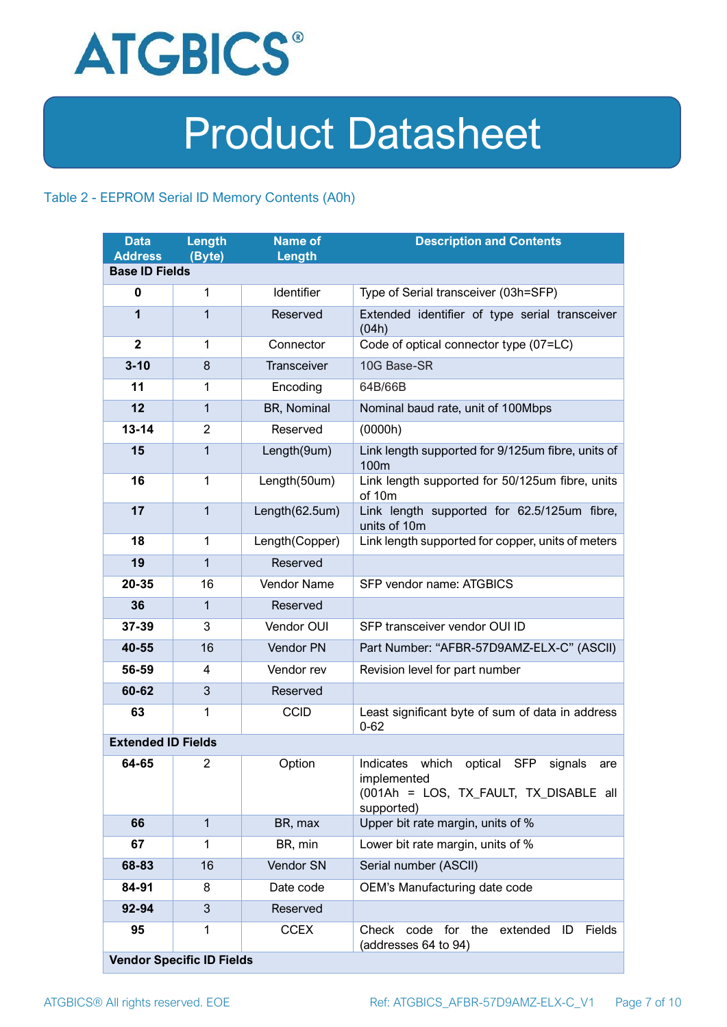# Product Datasheet

Table 2 - EEPROM Serial ID Memory Contents (A0h)

| Data Address | Length (Byte) | Name of Length | Description and Contents |
|---|---|---|---|
| **Base ID Fields** | | | |
| **0** | 1 | Identifier | Type of Serial transceiver (03h=SFP) |
| **1** | 1 | Reserved | Extended identifier of type serial transceiver (04h) |
| **2** | 1 | Connector | Code of optical connector type (07=LC) |
| **3-10** | 8 | Transceiver | 10G Base-SR |
| **11** | 1 | Encoding | 64B/66B |
| **12** | 1 | BR, Nominal | Nominal baud rate, unit of 100Mbps |
| **13-14** | 2 | Reserved | (0000h) |
| **15** | 1 | Length(9um) | Link length supported for 9/125um fibre, units of 100m |
| **16** | 1 | Length(50um) | Link length supported for 50/125um fibre, units of 10m |
| **17** | 1 | Length(62.5um) | Link length supported for 62.5/125um fibre, units of 10m |
| **18** | 1 | Length(Copper) | Link length supported for copper, units of meters |
| **19** | 1 | Reserved | |
| **20-35** | 16 | Vendor Name | SFP vendor name: ATGBICS |
| **36** | 1 | Reserved | |
| **37-39** | 3 | Vendor OUI | SFP transceiver vendor OUI ID |
| **40-55** | 16 | Vendor PN | Part Number: “AFBR-57D9AMZ-ELX-C” (ASCII) |
| **56-59** | 4 | Vendor rev | Revision level for part number |
| **60-62** | 3 | Reserved | |
| **63** | 1 | CCID | Least significant byte of sum of data in address 0-62 |
| **Extended ID Fields** | | | |
| **64-65** | 2 | Option | Indicates which optical SFP signals are implemented (001Ah = LOS, TX_FAULT, TX_DISABLE all supported) |
| **66** | 1 | BR, max | Upper bit rate margin, units of % |
| **67** | 1 | BR, min | Lower bit rate margin, units of % |
| **68-83** | 16 | Vendor SN | Serial number (ASCII) |
| **84-91** | 8 | Date code | OEM’s Manufacturing date code |
| **92-94** | 3 | Reserved | |
| **95** | 1 | CCEX | Check code for the extended ID Fields (addresses 64 to 94) |
| **Vendor Specific ID Fields** | | | |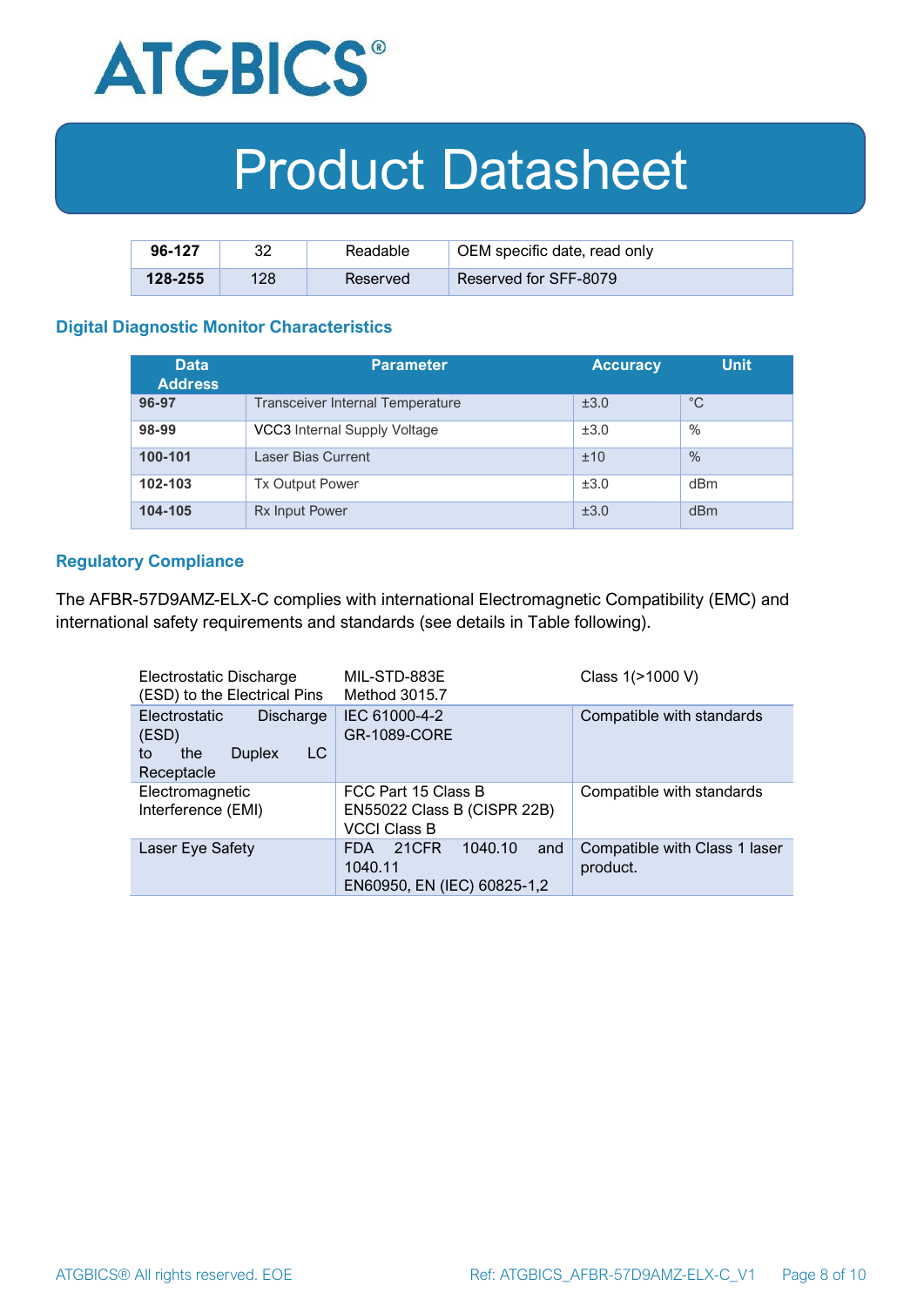| 96-127 | 32 | Readable | OEM specific date, read only |
|---|---|---|---|
| 128-255 | 128 | Reserved | Reserved for SFF-8079 |

### Digital Diagnostic Monitor Characteristics

| Data Address | Parameter | Accuracy | Unit |
|---|---|---|---|
| 96-97 | Transceiver Internal Temperature | ±3.0 | °C |
| 98-99 | VCC3 Internal Supply Voltage | ±3.0 | % |
| 100-101 | Laser Bias Current | ±10 | % |
| 102-103 | Tx Output Power | ±3.0 | dBm |
| 104-105 | Rx Input Power | ±3.0 | dBm |

### Regulatory Compliance

The AFBR-57D9AMZ-ELX-C complies with international Electromagnetic Compatibility (EMC) and international safety requirements and standards (see details in Table following).

| Electrostatic Discharge (ESD) to the Electrical Pins | MIL-STD-883E Method 3015.7 | Class 1(>1000 V) |
|---|---|---|
| Electrostatic Discharge (ESD) to the Duplex LC Receptacle | IEC 61000-4-2 GR-1089-CORE | Compatible with standards |
| Electromagnetic Interference (EMI) | FCC Part 15 Class B EN55022 Class B (CISPR 22B) VCCI Class B | Compatible with standards |
| Laser Eye Safety | FDA 21CFR 1040.10 and 1040.11 EN60950, EN (IEC) 60825-1,2 | Compatible with Class 1 laser product. |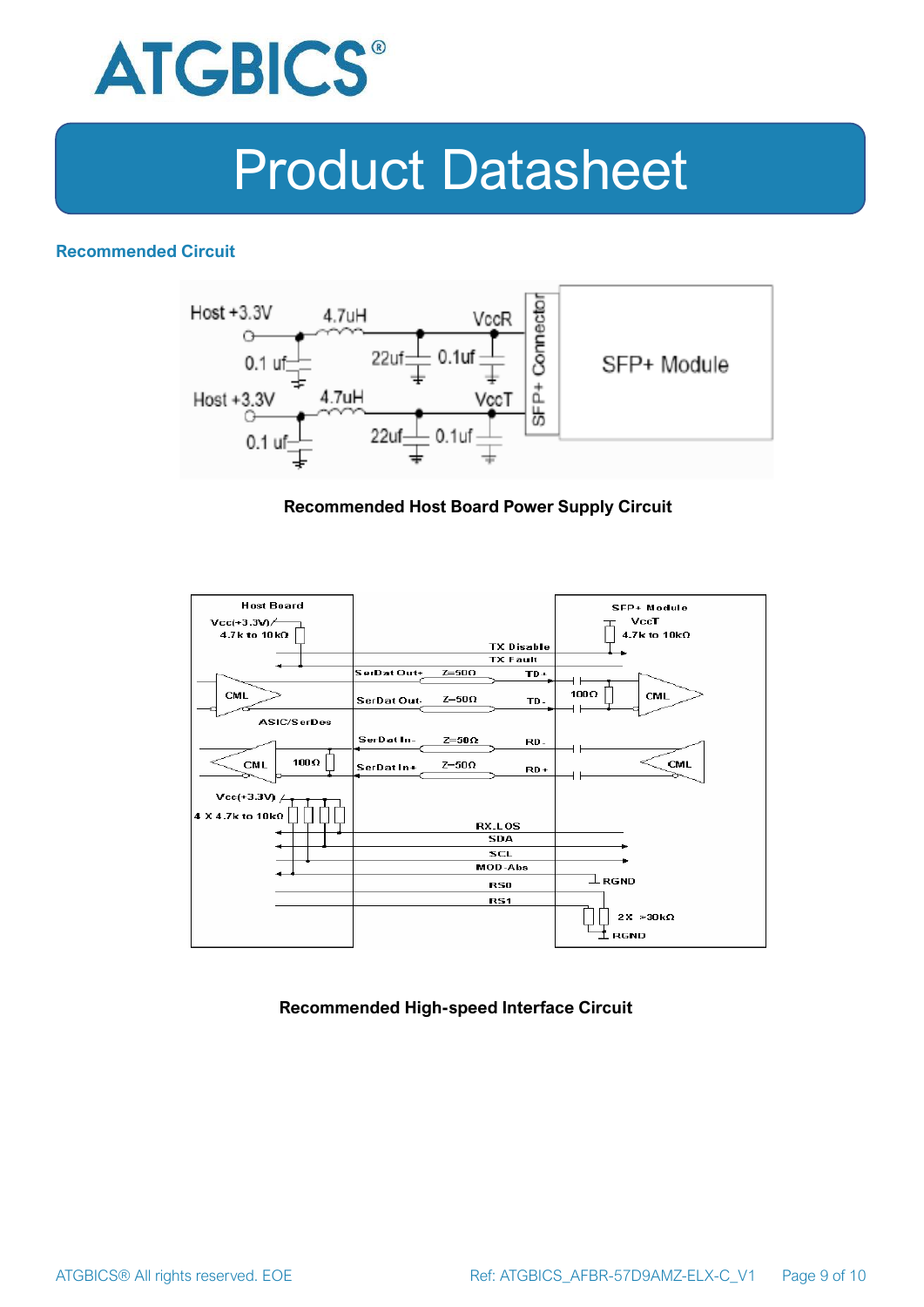## Recommended Circuit

**Recommended Host Board Power Supply Circuit**

**Recommended High-speed Interface Circuit**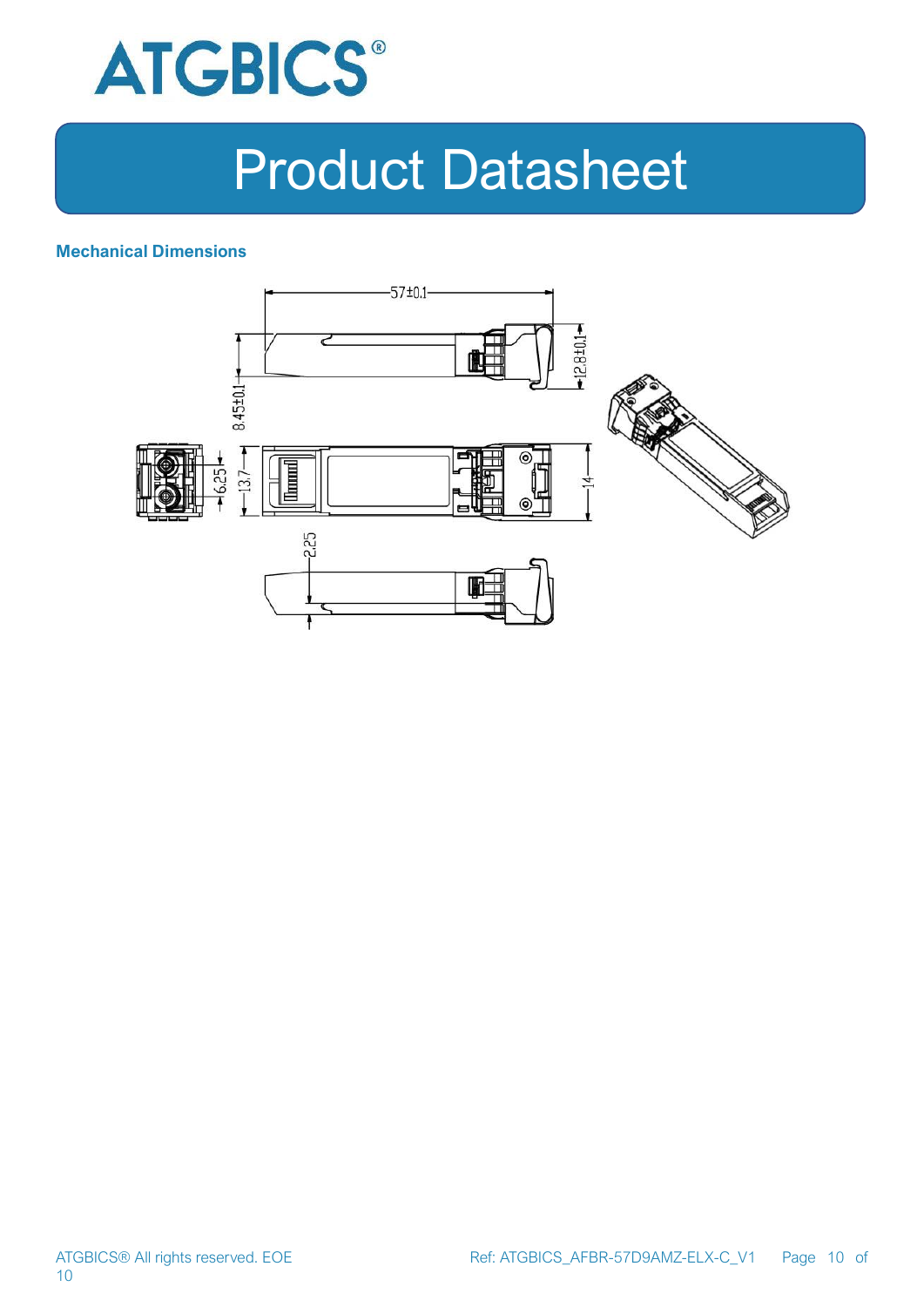## Mechanical Dimensions

57±0.1

12.8±0.1

8.45±0.1

6.25

13.7

14

2.25